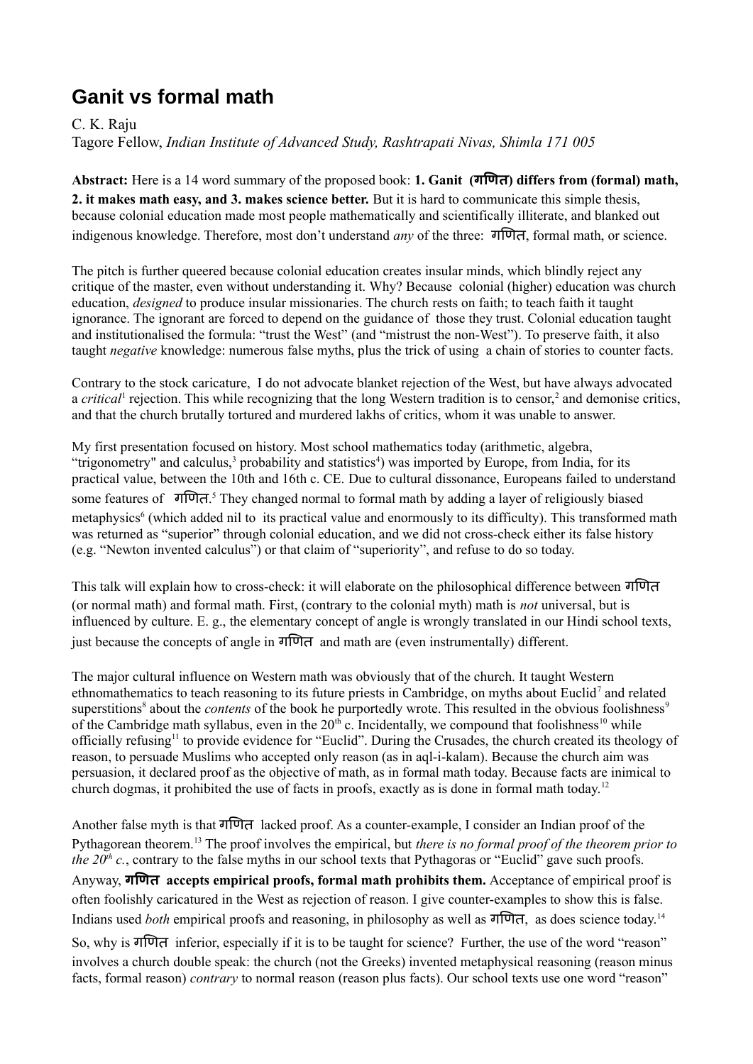# Ganit vs formal math

C. K. Raju

Tagore Fellow, *Indian Institute of Advanced Study, Rashtrapati Nivas, Shimla 171 005*

**Abstract:** Here is a 14 word summary of the proposed book: **1. Ganit (गणित) differs from (formal) math, 2. it makes math easy, and 3. makes science better.** But it is hard to communicate this simple thesis, because colonial education made most people mathematically and scientifically illiterate, and blanked out indigenous knowledge. Therefore, most don't understand *any* of the three: गणित, formal math, or science.

The pitch is further queered because colonial education creates insular minds, which blindly reject any critique of the master, even without understanding it. Why? Because colonial (higher) education was church education, *designed* to produce insular missionaries. The church rests on faith; to teach faith it taught ignorance. The ignorant are forced to depend on the guidance of those they trust. Colonial education taught and institutionalised the formula: "trust the West" (and "mistrust the non-West"). To preserve faith, it also taught *negative* knowledge: numerous false myths, plus the trick of using a chain of stories to counter facts.

Contrary to the stock caricature, I do not advocate blanket rejection of the West, but have always advocated a *critical*[1] rejection. This while recognizing that the long Western tradition is to censor,[2] and demonise critics, and that the church brutally tortured and murdered lakhs of critics, whom it was unable to answer.

My first presentation focused on history. Most school mathematics today (arithmetic, algebra, "trigonometry" and calculus,[3] probability and statistics[4]) was imported by Europe, from India, for its practical value, between the 10th and 16th c. CE. Due to cultural dissonance, Europeans failed to understand some features of गणित.[5] They changed normal to formal math by adding a layer of religiously biased metaphysics[6] (which added nil to its practical value and enormously to its difficulty). This transformed math was returned as "superior" through colonial education, and we did not cross-check either its false history (e.g. "Newton invented calculus") or that claim of "superiority", and refuse to do so today.

This talk will explain how to cross-check: it will elaborate on the philosophical difference between गणित (or normal math) and formal math. First, (contrary to the colonial myth) math is *not* universal, but is influenced by culture. E. g., the elementary concept of angle is wrongly translated in our Hindi school texts, just because the concepts of angle in गणित and math are (even instrumentally) different.

The major cultural influence on Western math was obviously that of the church. It taught Western ethnomathematics to teach reasoning to its future priests in Cambridge, on myths about Euclid[7] and related superstitions[8] about the *contents* of the book he purportedly wrote. This resulted in the obvious foolishness[9] of the Cambridge math syllabus, even in the 20th c. Incidentally, we compound that foolishness[10] while officially refusing[11] to provide evidence for "Euclid". During the Crusades, the church created its theology of reason, to persuade Muslims who accepted only reason (as in aql-i-kalam). Because the church aim was persuasion, it declared proof as the objective of math, as in formal math today. Because facts are inimical to church dogmas, it prohibited the use of facts in proofs, exactly as is done in formal math today.[12]

Another false myth is that गणित lacked proof. As a counter-example, I consider an Indian proof of the Pythagorean theorem.[13] The proof involves the empirical, but *there is no formal proof of the theorem prior to the 20th c.*, contrary to the false myths in our school texts that Pythagoras or "Euclid" gave such proofs. Anyway, **गणित accepts empirical proofs, formal math prohibits them.** Acceptance of empirical proof is often foolishly caricatured in the West as rejection of reason. I give counter-examples to show this is false. Indians used *both* empirical proofs and reasoning, in philosophy as well as गणित, as does science today.[14]

So, why is गणित inferior, especially if it is to be taught for science? Further, the use of the word "reason" involves a church double speak: the church (not the Greeks) invented metaphysical reasoning (reason minus facts, formal reason) *contrary* to normal reason (reason plus facts). Our school texts use one word "reason"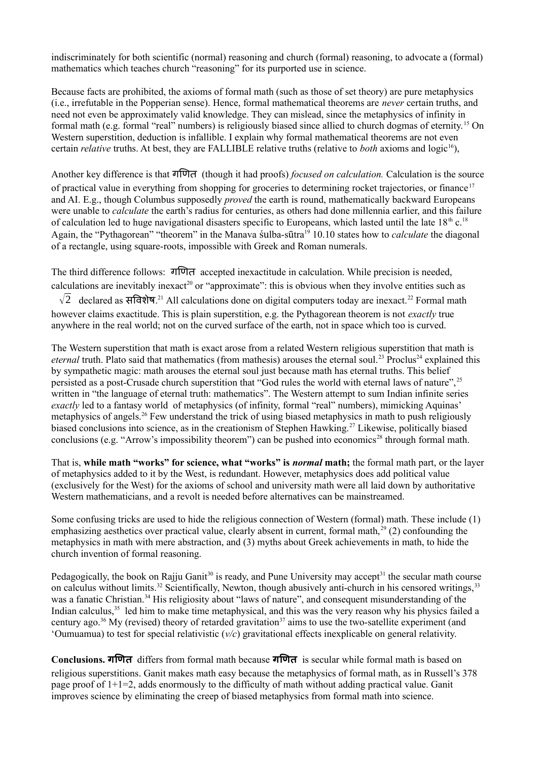indiscriminately for both scientific (normal) reasoning and church (formal) reasoning, to advocate a (formal) mathematics which teaches church "reasoning" for its purported use in science.

Because facts are prohibited, the axioms of formal math (such as those of set theory) are pure metaphysics (i.e., irrefutable in the Popperian sense). Hence, formal mathematical theorems are *never* certain truths, and need not even be approximately valid knowledge. They can mislead, since the metaphysics of infinity in formal math (e.g. formal "real" numbers) is religiously biased since allied to church dogmas of eternity.[15] On Western superstition, deduction is infallible. I explain why formal mathematical theorems are not even certain *relative* truths. At best, they are FALLIBLE relative truths (relative to *both* axioms and logic[16]),

Another key difference is that गणित (though it had proofs) *focused on calculation.* Calculation is the source of practical value in everything from shopping for groceries to determining rocket trajectories, or finance[17] and AI. E.g., though Columbus supposedly *proved* the earth is round, mathematically backward Europeans were unable to *calculate* the earth's radius for centuries, as others had done millennia earlier, and this failure of calculation led to huge navigational disasters specific to Europeans, which lasted until the late 18th c.[18] Again, the "Pythagorean" "theorem" in the Manava śulba-sūtra[19] 10.10 states how to *calculate* the diagonal of a rectangle, using square-roots, impossible with Greek and Roman numerals.

The third difference follows: गणित accepted inexactitude in calculation. While precision is needed, calculations are inevitably inexact[20] or "approximate": this is obvious when they involve entities such as $\sqrt{2}$ declared as सविशेष.[21] All calculations done on digital computers today are inexact.[22] Formal math however claims exactitude. This is plain superstition, e.g. the Pythagorean theorem is not *exactly* true anywhere in the real world; not on the curved surface of the earth, not in space which too is curved.

The Western superstition that math is exact arose from a related Western religious superstition that math is *eternal* truth. Plato said that mathematics (from mathesis) arouses the eternal soul.[23] Proclus[24] explained this by sympathetic magic: math arouses the eternal soul just because math has eternal truths. This belief persisted as a post-Crusade church superstition that "God rules the world with eternal laws of nature",[25] written in "the language of eternal truth: mathematics". The Western attempt to sum Indian infinite series *exactly* led to a fantasy world of metaphysics (of infinity, formal "real" numbers), mimicking Aquinas' metaphysics of angels.[26] Few understand the trick of using biased metaphysics in math to push religiously biased conclusions into science, as in the creationism of Stephen Hawking.[27] Likewise, politically biased conclusions (e.g. "Arrow's impossibility theorem") can be pushed into economics[28] through formal math.

That is, **while math "works" for science, what "works" is *normal* math;** the formal math part, or the layer of metaphysics added to it by the West, is redundant. However, metaphysics does add political value (exclusively for the West) for the axioms of school and university math were all laid down by authoritative Western mathematicians, and a revolt is needed before alternatives can be mainstreamed.

Some confusing tricks are used to hide the religious connection of Western (formal) math. These include (1) emphasizing aesthetics over practical value, clearly absent in current, formal math,[29] (2) confounding the metaphysics in math with mere abstraction, and (3) myths about Greek achievements in math, to hide the church invention of formal reasoning.

Pedagogically, the book on Rajju Ganit[30] is ready, and Pune University may accept[31] the secular math course on calculus without limits.[32] Scientifically, Newton, though abusively anti-church in his censored writings,[33] was a fanatic Christian.[34] His religiosity about "laws of nature", and consequent misunderstanding of the Indian calculus,[35] led him to make time metaphysical, and this was the very reason why his physics failed a century ago.[36] My (revised) theory of retarded gravitation[37] aims to use the two-satellite experiment (and 'Oumuamua) to test for special relativistic ($v/c$) gravitational effects inexplicable on general relativity.

**Conclusions. गणित** differs from formal math because **गणित** is secular while formal math is based on religious superstitions. Ganit makes math easy because the metaphysics of formal math, as in Russell's 378 page proof of 1+1=2, adds enormously to the difficulty of math without adding practical value. Ganit improves science by eliminating the creep of biased metaphysics from formal math into science.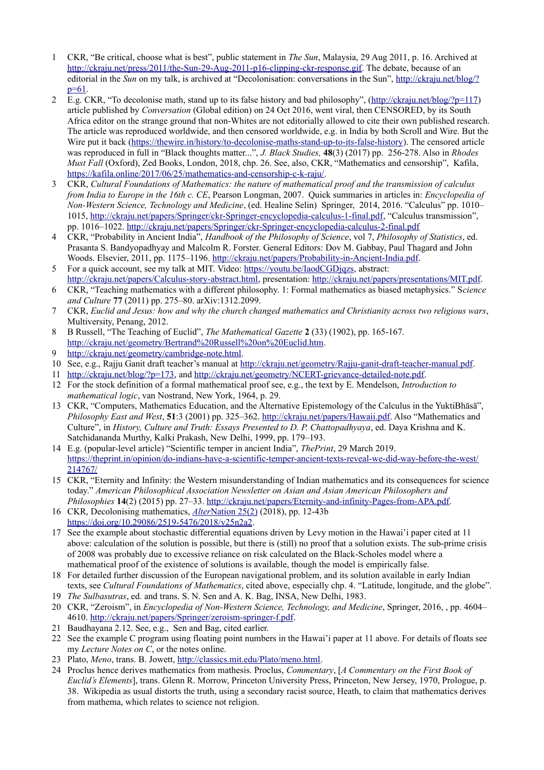1 CKR, "Be critical, choose what is best", public statement in *The Sun*, Malaysia, 29 Aug 2011, p. 16. Archived at http://ckraju.net/press/2011/the-Sun-29-Aug-2011-p16-clipping-ckr-response.gif. The debate, because of an editorial in the *Sun* on my talk, is archived at "Decolonisation: conversations in the Sun", http://ckraju.net/blog/?p=61.

2 E.g. CKR, "To decolonise math, stand up to its false history and bad philosophy", (http://ckraju.net/blog/?p=117) article published by *Conversation* (Global edition) on 24 Oct 2016, went viral, then CENSORED, by its South Africa editor on the strange ground that non-Whites are not editorially allowed to cite their own published research. The article was reproduced worldwide, and then censored worldwide, e.g. in India by both Scroll and Wire. But the Wire put it back (https://thewire.in/history/to-decolonise-maths-stand-up-to-its-false-history). The censored article was reproduced in full in "Black thoughts matter...", *J. Black Studies,* **48**(3) (2017) pp. 256-278. Also in *Rhodes Must Fall* (Oxford), Zed Books, London, 2018, chp. 26. See, also, CKR, "Mathematics and censorship", Kafila, https://kafila.online/2017/06/25/mathematics-and-censorship-c-k-raju/.

3 CKR, *Cultural Foundations of Mathematics: the nature of mathematical proof and the transmission of calculus from India to Europe in the 16th c. CE*, Pearson Longman, 2007. Quick summaries in articles in: *Encyclopedia of Non-Western Science, Technology and Medicine*, (ed. Healine Selin) Springer, 2014, 2016. "Calculus" pp. 1010–1015, http://ckraju.net/papers/Springer/ckr-Springer-encyclopedia-calculus-1-final.pdf, "Calculus transmission", pp. 1016–1022. http://ckraju.net/papers/Springer/ckr-Springer-encyclopedia-calculus-2-final.pdf

4 CKR, "Probability in Ancient India", *Handbook of the Philosophy of Science*, vol 7, *Philosophy of Statistics*, ed. Prasanta S. Bandyopadhyay and Malcolm R. Forster. General Editors: Dov M. Gabbay, Paul Thagard and John Woods. Elsevier, 2011, pp. 1175–1196. http://ckraju.net/papers/Probability-in-Ancient-India.pdf.

5 For a quick account, see my talk at MIT. Video: https://youtu.be/IaodCGDjqzs, abstract: http://ckraju.net/papers/Calculus-story-abstract.html, presentation: http://ckraju.net/papers/presentations/MIT.pdf.

6 CKR, "Teaching mathematics with a different philosophy. 1: Formal mathematics as biased metaphysics." S*cience and Culture* **77** (2011) pp. 275–80. arXiv:1312.2099.

7 CKR, *Euclid and Jesus: how and why the church changed mathematics and Christianity across two religious wars*, Multiversity, Penang, 2012.

8 B Russell, "The Teaching of Euclid", *The Mathematical Gazette* **2** (33) (1902), pp. 165-167. http://ckraju.net/geometry/Bertrand%20Russell%20on%20Euclid.htm.

9 http://ckraju.net/geometry/cambridge-note.html.

10 See, e.g., Rajju Ganit draft teacher's manual at http://ckraju.net/geometry/Rajju-ganit-draft-teacher-manual.pdf.

11 http://ckraju.net/blog/?p=173, and http://ckraju.net/geometry/NCERT-grievance-detailed-note.pdf.

12 For the stock definition of a formal mathematical proof see, e.g., the text by E. Mendelson, *Introduction to mathematical logic*, van Nostrand, New York, 1964, p. 29.

13 CKR, "Computers, Mathematics Education, and the Alternative Epistemology of the Calculus in the YuktiBhāsā", *Philosophy East and West*, **51**:3 (2001) pp. 325–362. http://ckraju.net/papers/Hawaii.pdf. Also "Mathematics and Culture", in *History, Culture and Truth: Essays Presented to D. P. Chattopadhyaya*, ed. Daya Krishna and K. Satchidananda Murthy, Kalki Prakash, New Delhi, 1999, pp. 179–193.

14 E.g. (popular-level article) "Scientific temper in ancient India", *ThePrint*, 29 March 2019. https://theprint.in/opinion/do-indians-have-a-scientific-temper-ancient-texts-reveal-we-did-way-before-the-west/214767/

15 CKR, "Eternity and Infinity: the Western misunderstanding of Indian mathematics and its consequences for science today." *American Philosophical Association Newsletter on Asian and Asian American Philosophers and Philosophies* **14**(2) (2015) pp. 27–33. http://ckraju.net/papers/Eternity-and-infinity-Pages-from-APA.pdf.

16 CKR, Decolonising mathematics, *Alter*Nation 25(2) (2018), pp. 12-43b https://doi.org/10.29086/2519-5476/2018/v25n2a2.

17 See the example about stochastic differential equations driven by Levy motion in the Hawai'i paper cited at 11 above: calculation of the solution is possible, but there is (still) no proof that a solution exists. The sub-prime crisis of 2008 was probably due to excessive reliance on risk calculated on the Black-Scholes model where a mathematical proof of the existence of solutions is available, though the model is empirically false.

18 For detailed further discussion of the European navigational problem, and its solution available in early Indian texts, see *Cultural Foundations of Mathematics*, cited above, especially chp. 4. "Latitude, longitude, and the globe".

19 *The Sulbasutras*, ed. and trans. S. N. Sen and A. K. Bag, INSA, New Delhi, 1983.

20 CKR, "Zeroism", in *Encyclopedia of Non-Western Science, Technology, and Medicine*, Springer, 2016, , pp. 4604–4610. http://ckraju.net/papers/Springer/zeroism-springer-f.pdf.

21 Baudhayana 2.12. See, e.g., Sen and Bag, cited earlier.

22 See the example C program using floating point numbers in the Hawai'i paper at 11 above. For details of floats see my *Lecture Notes on C*, or the notes online.

23 Plato, *Meno*, trans. B. Jowett, http://classics.mit.edu/Plato/meno.html.

24 Proclus hence derives mathematics from mathesis. Proclus, *Commentary*, [*A Commentary on the First Book of Euclid's Elements*], trans. Glenn R. Morrow, Princeton University Press, Princeton, New Jersey, 1970, Prologue, p. 38. Wikipedia as usual distorts the truth, using a secondary racist source, Heath, to claim that mathematics derives from mathema, which relates to science not religion.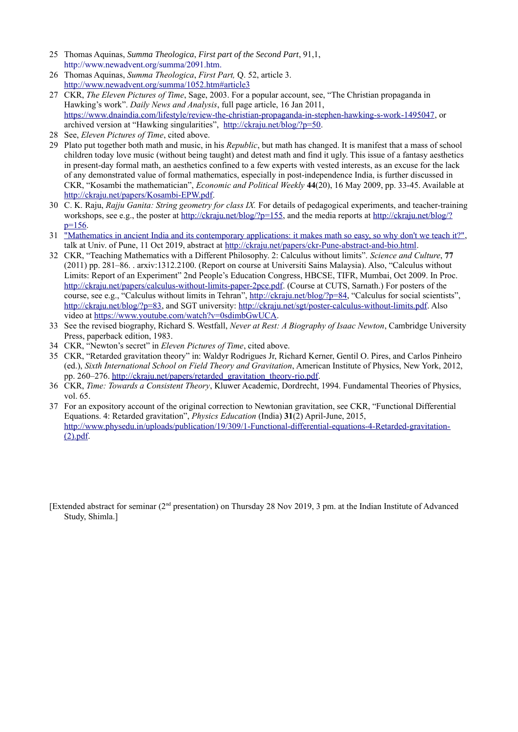25 Thomas Aquinas, *Summa Theologica*, *First part of the Second Part*, 91,1, http://www.newadvent.org/summa/2091.htm.

26 Thomas Aquinas, *Summa Theologica*, *First Part,* Q. 52, article 3. http://www.newadvent.org/summa/1052.htm#article3

27 CKR, *The Eleven Pictures of Time*, Sage, 2003. For a popular account, see, "The Christian propaganda in Hawking's work". *Daily News and Analysis*, full page article, 16 Jan 2011, https://www.dnaindia.com/lifestyle/review-the-christian-propaganda-in-stephen-hawking-s-work-1495047, or archived version at "Hawking singularities", http://ckraju.net/blog/?p=50.

28 See, *Eleven Pictures of Time*, cited above.

29 Plato put together both math and music, in his *Republic*, but math has changed. It is manifest that a mass of school children today love music (without being taught) and detest math and find it ugly. This issue of a fantasy aesthetics in present-day formal math, an aesthetics confined to a few experts with vested interests, as an excuse for the lack of any demonstrated value of formal mathematics, especially in post-independence India, is further discussed in CKR, "Kosambi the mathematician", *Economic and Political Weekly* **44**(20), 16 May 2009, pp. 33-45. Available at http://ckraju.net/papers/Kosambi-EPW.pdf.

30 C. K. Raju, *Rajju Ganita: String geometry for class IX.* For details of pedagogical experiments, and teacher-training workshops, see e.g., the poster at http://ckraju.net/blog/?p=155, and the media reports at http://ckraju.net/blog/?p=156.

31 "Mathematics in ancient India and its contemporary applications: it makes math so easy, so why don't we teach it?", talk at Univ. of Pune, 11 Oct 2019, abstract at http://ckraju.net/papers/ckr-Pune-abstract-and-bio.html.

32 CKR, "Teaching Mathematics with a Different Philosophy. 2: Calculus without limits". *Science and Culture*, **77** (2011) pp. 281–86. . arxiv:1312.2100. (Report on course at Universiti Sains Malaysia). Also, "Calculus without Limits: Report of an Experiment" 2nd People's Education Congress, HBCSE, TIFR, Mumbai, Oct 2009. In Proc. http://ckraju.net/papers/calculus-without-limits-paper-2pce.pdf. (Course at CUTS, Sarnath.) For posters of the course, see e.g., "Calculus without limits in Tehran", http://ckraju.net/blog/?p=84, "Calculus for social scientists", http://ckraju.net/blog/?p=83, and SGT university: http://ckraju.net/sgt/poster-calculus-without-limits.pdf. Also video at https://www.youtube.com/watch?v=0sdimbGwUCA.

33 See the revised biography, Richard S. Westfall, *Never at Rest: A Biography of Isaac Newton*, Cambridge University Press, paperback edition, 1983.

34 CKR, "Newton's secret" in *Eleven Pictures of Time*, cited above.

35 CKR, "Retarded gravitation theory" in: Waldyr Rodrigues Jr, Richard Kerner, Gentil O. Pires, and Carlos Pinheiro (ed.), *Sixth International School on Field Theory and Gravitation*, American Institute of Physics, New York, 2012, pp. 260–276. http://ckraju.net/papers/retarded_gravitation_theory-rio.pdf.

36 CKR, *Time: Towards a Consistent Theory*, Kluwer Academic, Dordrecht, 1994. Fundamental Theories of Physics, vol. 65.

37 For an expository account of the original correction to Newtonian gravitation, see CKR, "Functional Differential Equations. 4: Retarded gravitation", *Physics Education* (India) **31**(2) April-June, 2015, http://www.physedu.in/uploads/publication/19/309/1-Functional-differential-equations-4-Retarded-gravitation-(2).pdf.

[Extended abstract for seminar (2nd presentation) on Thursday 28 Nov 2019, 3 pm. at the Indian Institute of Advanced Study, Shimla.]